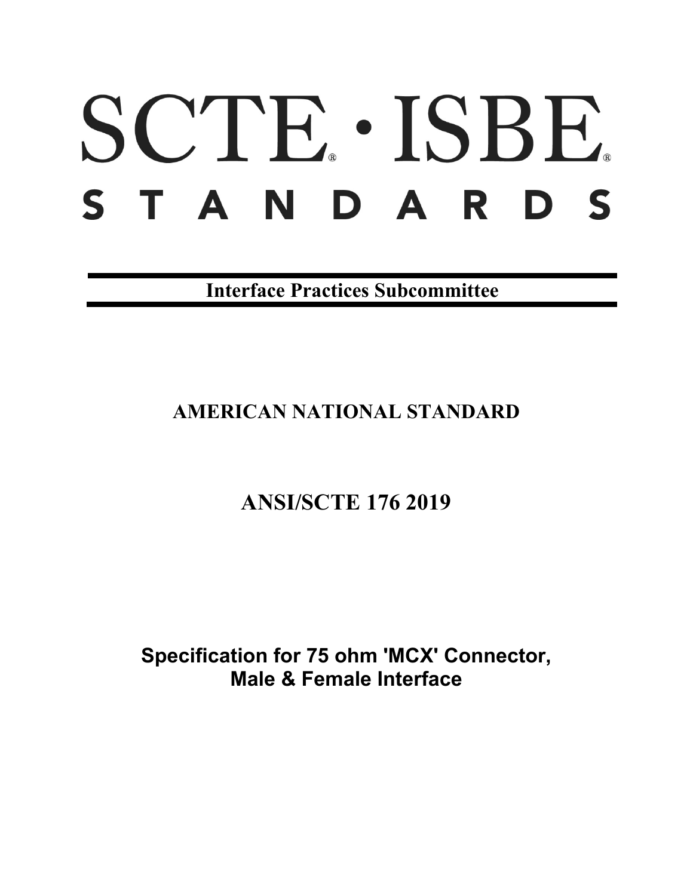# SCTE® · ISBE®
# STANDARDS

**Interface Practices Subcommittee**

**AMERICAN NATIONAL STANDARD**

**ANSI/SCTE 176 2019**

**Specification for 75 ohm 'MCX' Connector, Male & Female Interface**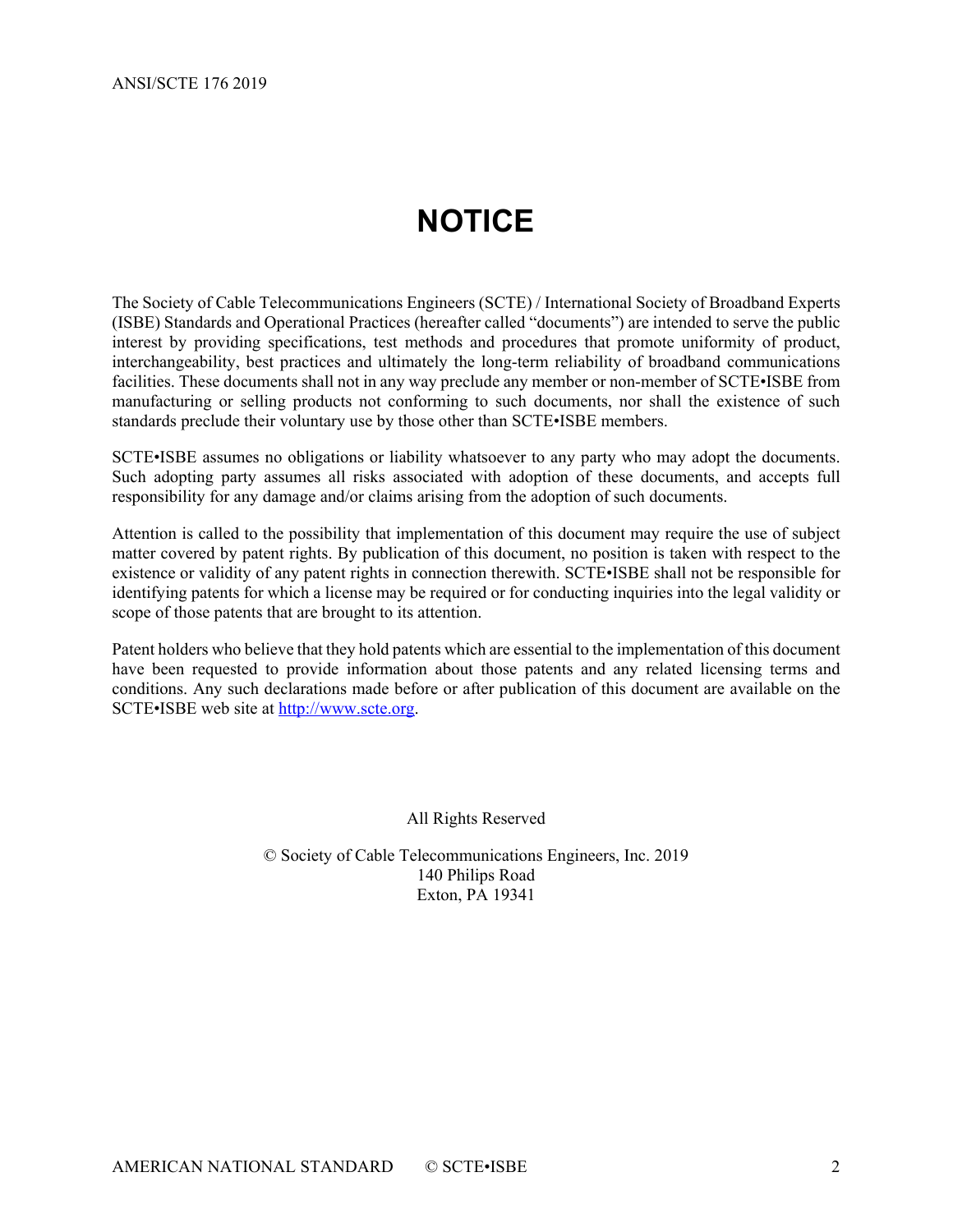# NOTICE

The Society of Cable Telecommunications Engineers (SCTE) / International Society of Broadband Experts (ISBE) Standards and Operational Practices (hereafter called "documents") are intended to serve the public interest by providing specifications, test methods and procedures that promote uniformity of product, interchangeability, best practices and ultimately the long-term reliability of broadband communications facilities. These documents shall not in any way preclude any member or non-member of SCTE•ISBE from manufacturing or selling products not conforming to such documents, nor shall the existence of such standards preclude their voluntary use by those other than SCTE•ISBE members.

SCTE•ISBE assumes no obligations or liability whatsoever to any party who may adopt the documents. Such adopting party assumes all risks associated with adoption of these documents, and accepts full responsibility for any damage and/or claims arising from the adoption of such documents.

Attention is called to the possibility that implementation of this document may require the use of subject matter covered by patent rights. By publication of this document, no position is taken with respect to the existence or validity of any patent rights in connection therewith. SCTE•ISBE shall not be responsible for identifying patents for which a license may be required or for conducting inquiries into the legal validity or scope of those patents that are brought to its attention.

Patent holders who believe that they hold patents which are essential to the implementation of this document have been requested to provide information about those patents and any related licensing terms and conditions. Any such declarations made before or after publication of this document are available on the SCTE•ISBE web site at http://www.scte.org.

All Rights Reserved

© Society of Cable Telecommunications Engineers, Inc. 2019
140 Philips Road
Exton, PA 19341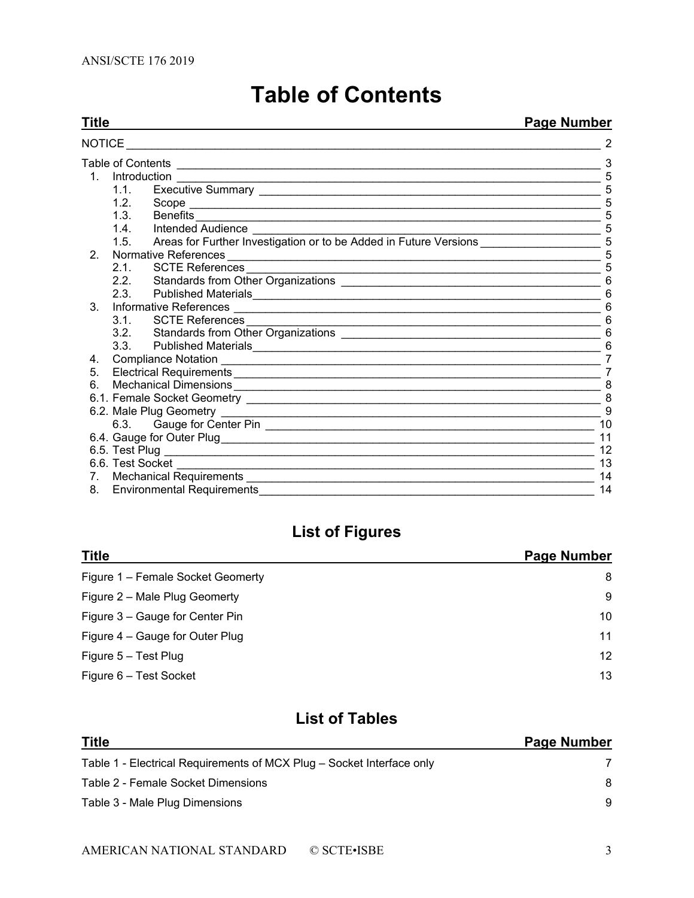# Table of Contents

| Title | Page Number |
|---|---|
| NOTICE | 2 |
| Table of Contents | 3 |
| 1. Introduction | 5 |
| 1.1. Executive Summary | 5 |
| 1.2. Scope | 5 |
| 1.3. Benefits | 5 |
| 1.4. Intended Audience | 5 |
| 1.5. Areas for Further Investigation or to be Added in Future Versions | 5 |
| 2. Normative References | 5 |
| 2.1. SCTE References | 5 |
| 2.2. Standards from Other Organizations | 6 |
| 2.3. Published Materials | 6 |
| 3. Informative References | 6 |
| 3.1. SCTE References | 6 |
| 3.2. Standards from Other Organizations | 6 |
| 3.3. Published Materials | 6 |
| 4. Compliance Notation | 7 |
| 5. Electrical Requirements | 7 |
| 6. Mechanical Dimensions | 8 |
| 6.1. Female Socket Geometry | 8 |
| 6.2. Male Plug Geometry | 9 |
| 6.3. Gauge for Center Pin | 10 |
| 6.4. Gauge for Outer Plug | 11 |
| 6.5. Test Plug | 12 |
| 6.6. Test Socket | 13 |
| 7. Mechanical Requirements | 14 |
| 8. Environmental Requirements | 14 |

## List of Figures

| Title | Page Number |
|---|---|
| Figure 1 – Female Socket Geomerty | 8 |
| Figure 2 – Male Plug Geomerty | 9 |
| Figure 3 – Gauge for Center Pin | 10 |
| Figure 4 – Gauge for Outer Plug | 11 |
| Figure 5 – Test Plug | 12 |
| Figure 6 – Test Socket | 13 |

## List of Tables

| Title | Page Number |
|---|---|
| Table 1 - Electrical Requirements of MCX Plug – Socket Interface only | 7 |
| Table 2 - Female Socket Dimensions | 8 |
| Table 3 - Male Plug Dimensions | 9 |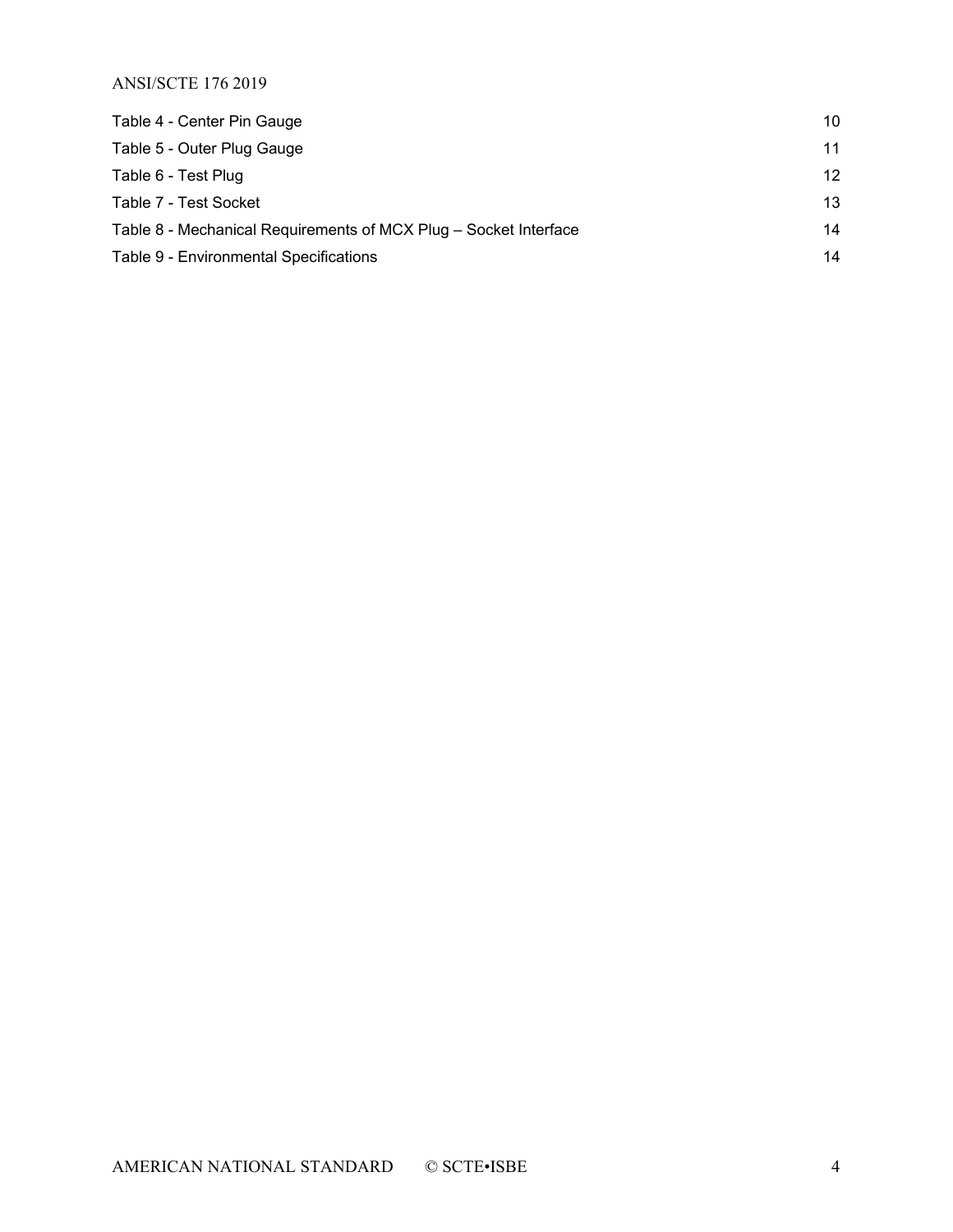Table 4 - Center Pin Gauge 10

Table 5 - Outer Plug Gauge 11

Table 6 - Test Plug 12

Table 7 - Test Socket 13

Table 8 - Mechanical Requirements of MCX Plug – Socket Interface 14

Table 9 - Environmental Specifications 14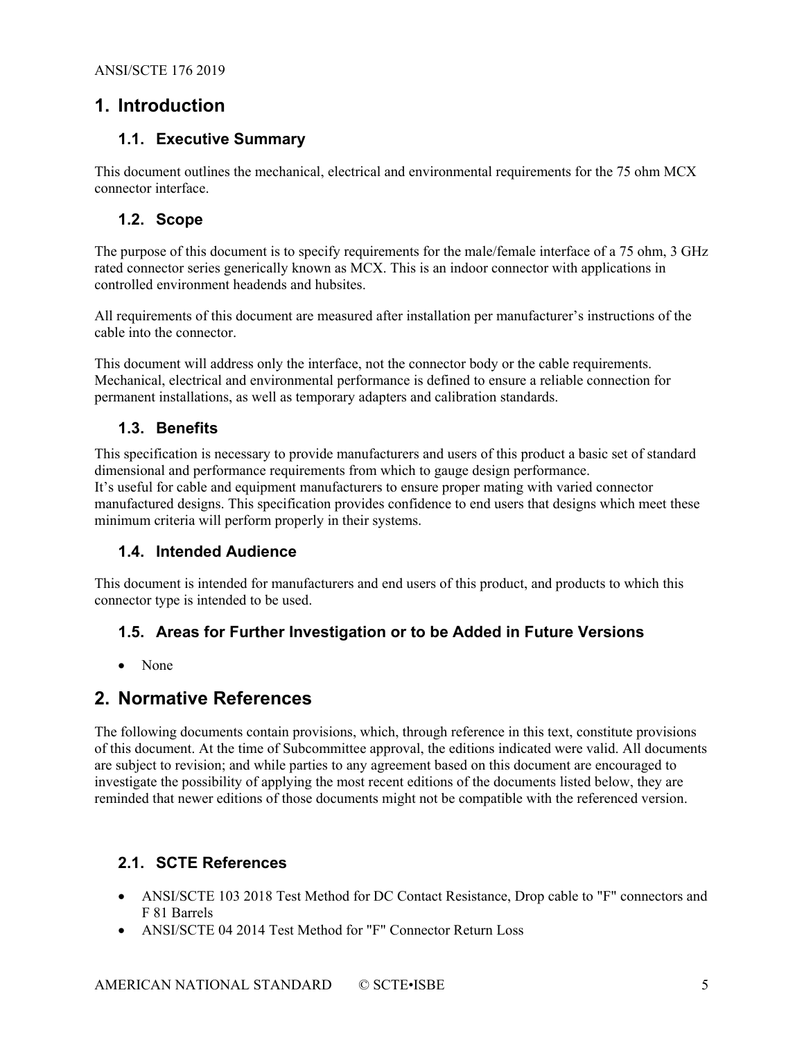# 1. Introduction

## 1.1. Executive Summary

This document outlines the mechanical, electrical and environmental requirements for the 75 ohm MCX connector interface.

## 1.2. Scope

The purpose of this document is to specify requirements for the male/female interface of a 75 ohm, 3 GHz rated connector series generically known as MCX. This is an indoor connector with applications in controlled environment headends and hubsites.

All requirements of this document are measured after installation per manufacturer's instructions of the cable into the connector.

This document will address only the interface, not the connector body or the cable requirements. Mechanical, electrical and environmental performance is defined to ensure a reliable connection for permanent installations, as well as temporary adapters and calibration standards.

## 1.3. Benefits

This specification is necessary to provide manufacturers and users of this product a basic set of standard dimensional and performance requirements from which to gauge design performance.
It's useful for cable and equipment manufacturers to ensure proper mating with varied connector manufactured designs. This specification provides confidence to end users that designs which meet these minimum criteria will perform properly in their systems.

## 1.4. Intended Audience

This document is intended for manufacturers and end users of this product, and products to which this connector type is intended to be used.

## 1.5. Areas for Further Investigation or to be Added in Future Versions

- None

# 2. Normative References

The following documents contain provisions, which, through reference in this text, constitute provisions of this document. At the time of Subcommittee approval, the editions indicated were valid. All documents are subject to revision; and while parties to any agreement based on this document are encouraged to investigate the possibility of applying the most recent editions of the documents listed below, they are reminded that newer editions of those documents might not be compatible with the referenced version.

## 2.1. SCTE References

- ANSI/SCTE 103 2018 Test Method for DC Contact Resistance, Drop cable to "F" connectors and F 81 Barrels
- ANSI/SCTE 04 2014 Test Method for "F" Connector Return Loss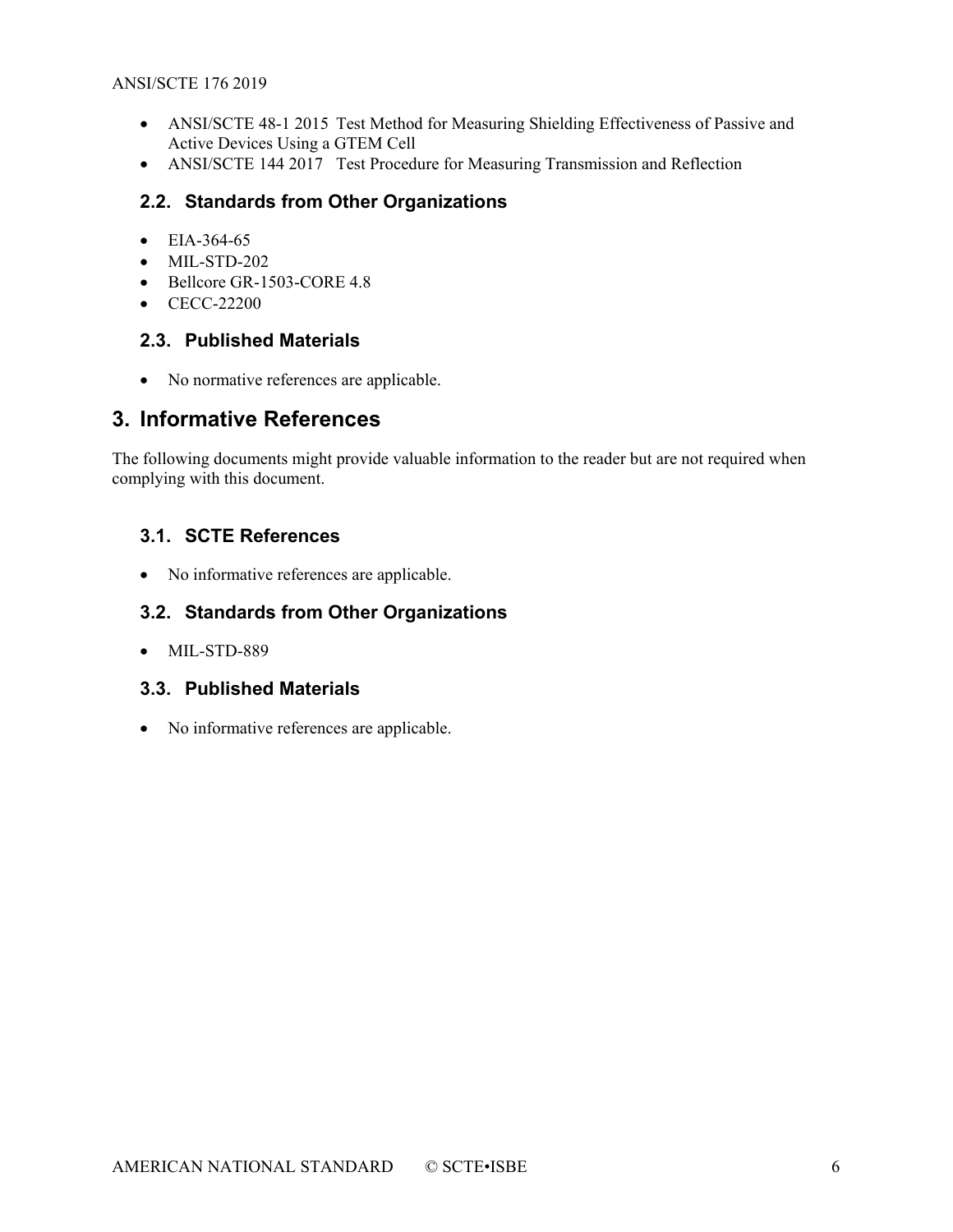- ANSI/SCTE 48-1 2015 Test Method for Measuring Shielding Effectiveness of Passive and Active Devices Using a GTEM Cell
- ANSI/SCTE 144 2017 Test Procedure for Measuring Transmission and Reflection

### 2.2. Standards from Other Organizations

- EIA-364-65
- MIL-STD-202
- Bellcore GR-1503-CORE 4.8
- CECC-22200

### 2.3. Published Materials

- No normative references are applicable.

## 3. Informative References

The following documents might provide valuable information to the reader but are not required when complying with this document.

### 3.1. SCTE References

- No informative references are applicable.

### 3.2. Standards from Other Organizations

- MIL-STD-889

### 3.3. Published Materials

- No informative references are applicable.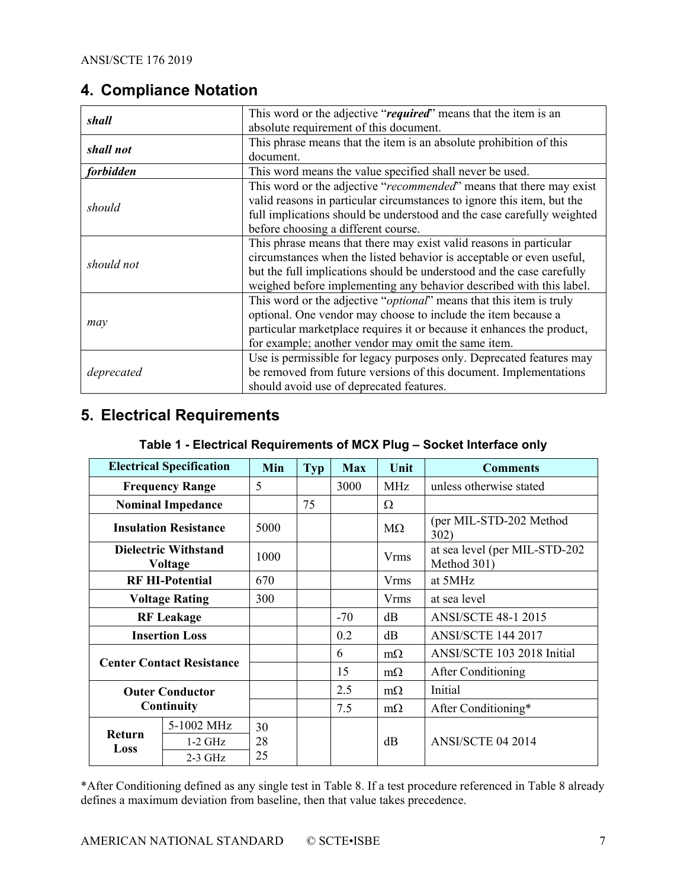## 4. Compliance Notation

| | |
|---|---|
| ***shall*** | This word or the adjective "***required***" means that the item is an absolute requirement of this document. |
| ***shall not*** | This phrase means that the item is an absolute prohibition of this document. |
| ***forbidden*** | This word means the value specified shall never be used. |
| *should* | This word or the adjective "*recommended*" means that there may exist valid reasons in particular circumstances to ignore this item, but the full implications should be understood and the case carefully weighted before choosing a different course. |
| *should not* | This phrase means that there may exist valid reasons in particular circumstances when the listed behavior is acceptable or even useful, but the full implications should be understood and the case carefully weighed before implementing any behavior described with this label. |
| *may* | This word or the adjective "*optional*" means that this item is truly optional. One vendor may choose to include the item because a particular marketplace requires it or because it enhances the product, for example; another vendor may omit the same item. |
| *deprecated* | Use is permissible for legacy purposes only. Deprecated features may be removed from future versions of this document. Implementations should avoid use of deprecated features. |

## 5. Electrical Requirements

**Table 1 - Electrical Requirements of MCX Plug – Socket Interface only**

| Electrical Specification | | Min | Typ | Max | Unit | Comments |
|---|---|---|---|---|---|---|
| **Frequency Range** | | 5 | | 3000 | MHz | unless otherwise stated |
| **Nominal Impedance** | | | 75 | | Ω | |
| **Insulation Resistance** | | 5000 | | | MΩ | (per MIL-STD-202 Method 302) |
| **Dielectric Withstand Voltage** | | 1000 | | | Vrms | at sea level (per MIL-STD-202 Method 301) |
| **RF HI-Potential** | | 670 | | | Vrms | at 5MHz |
| **Voltage Rating** | | 300 | | | Vrms | at sea level |
| **RF Leakage** | | | | -70 | dB | ANSI/SCTE 48-1 2015 |
| **Insertion Loss** | | | | 0.2 | dB | ANSI/SCTE 144 2017 |
| **Center Contact Resistance** | | | | 6 | mΩ | ANSI/SCTE 103 2018 Initial |
| | | | | 15 | mΩ | After Conditioning |
| **Outer Conductor Continuity** | | | | 2.5 | mΩ | Initial |
| | | | | 7.5 | mΩ | After Conditioning* |
| **Return Loss** | 5-1002 MHz | 30 | | | dB | ANSI/SCTE 04 2014 |
| | 1-2 GHz | 28 | | | | |
| | 2-3 GHz | 25 | | | | |

*After Conditioning defined as any single test in Table 8. If a test procedure referenced in Table 8 already defines a maximum deviation from baseline, then that value takes precedence.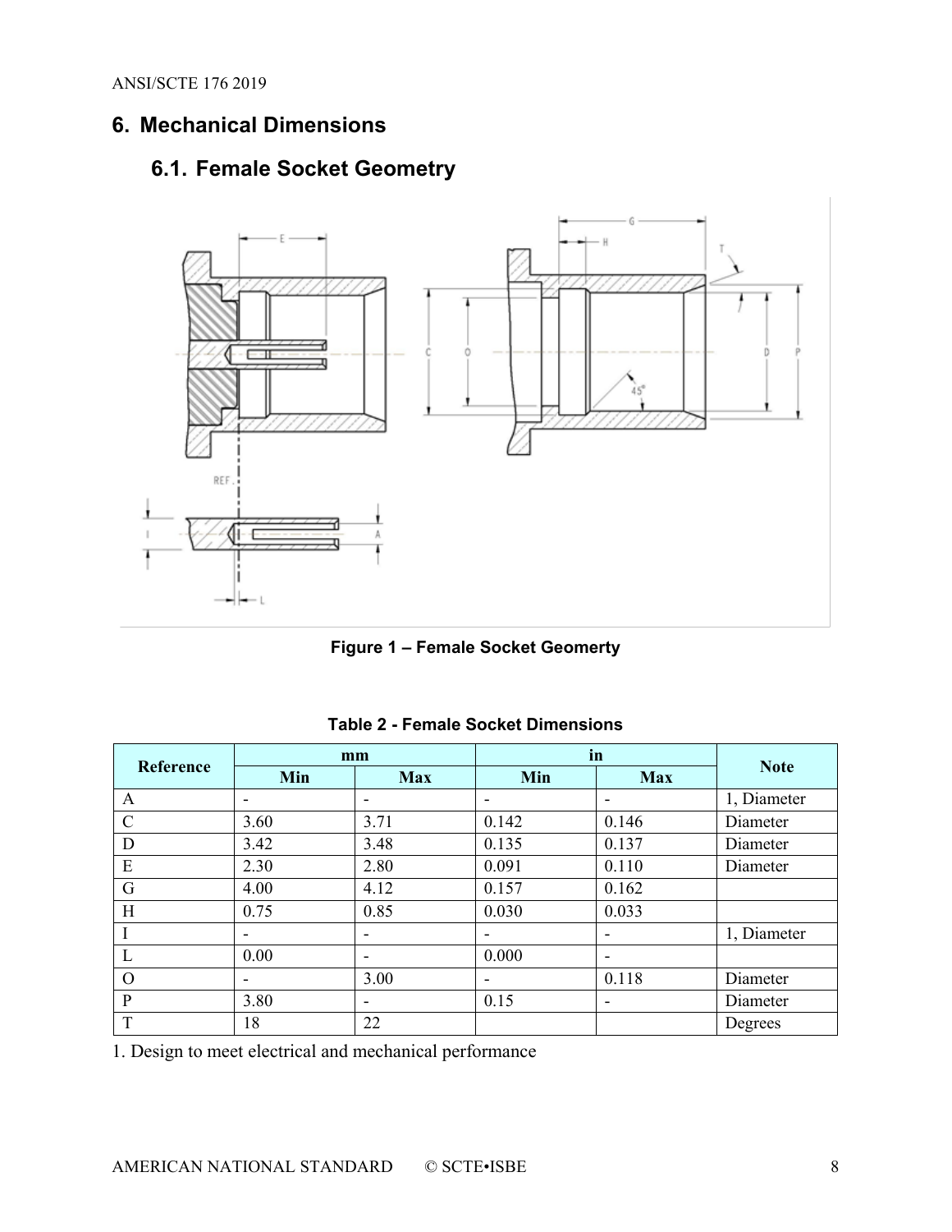# 6. Mechanical Dimensions

## 6.1. Female Socket Geometry

Figure 1 – Female Socket Geomerty

**Table 2 - Female Socket Dimensions**

| Reference | mm | | in | | Note |
|---|---|---|---|---|---|
| | Min | Max | Min | Max | |
| A | - | - | - | - | 1, Diameter |
| C | 3.60 | 3.71 | 0.142 | 0.146 | Diameter |
| D | 3.42 | 3.48 | 0.135 | 0.137 | Diameter |
| E | 2.30 | 2.80 | 0.091 | 0.110 | Diameter |
| G | 4.00 | 4.12 | 0.157 | 0.162 | |
| H | 0.75 | 0.85 | 0.030 | 0.033 | |
| I | - | - | - | - | 1, Diameter |
| L | 0.00 | - | 0.000 | - | |
| O | - | 3.00 | - | 0.118 | Diameter |
| P | 3.80 | - | 0.15 | - | Diameter |
| T | 18 | 22 | | | Degrees |

1. Design to meet electrical and mechanical performance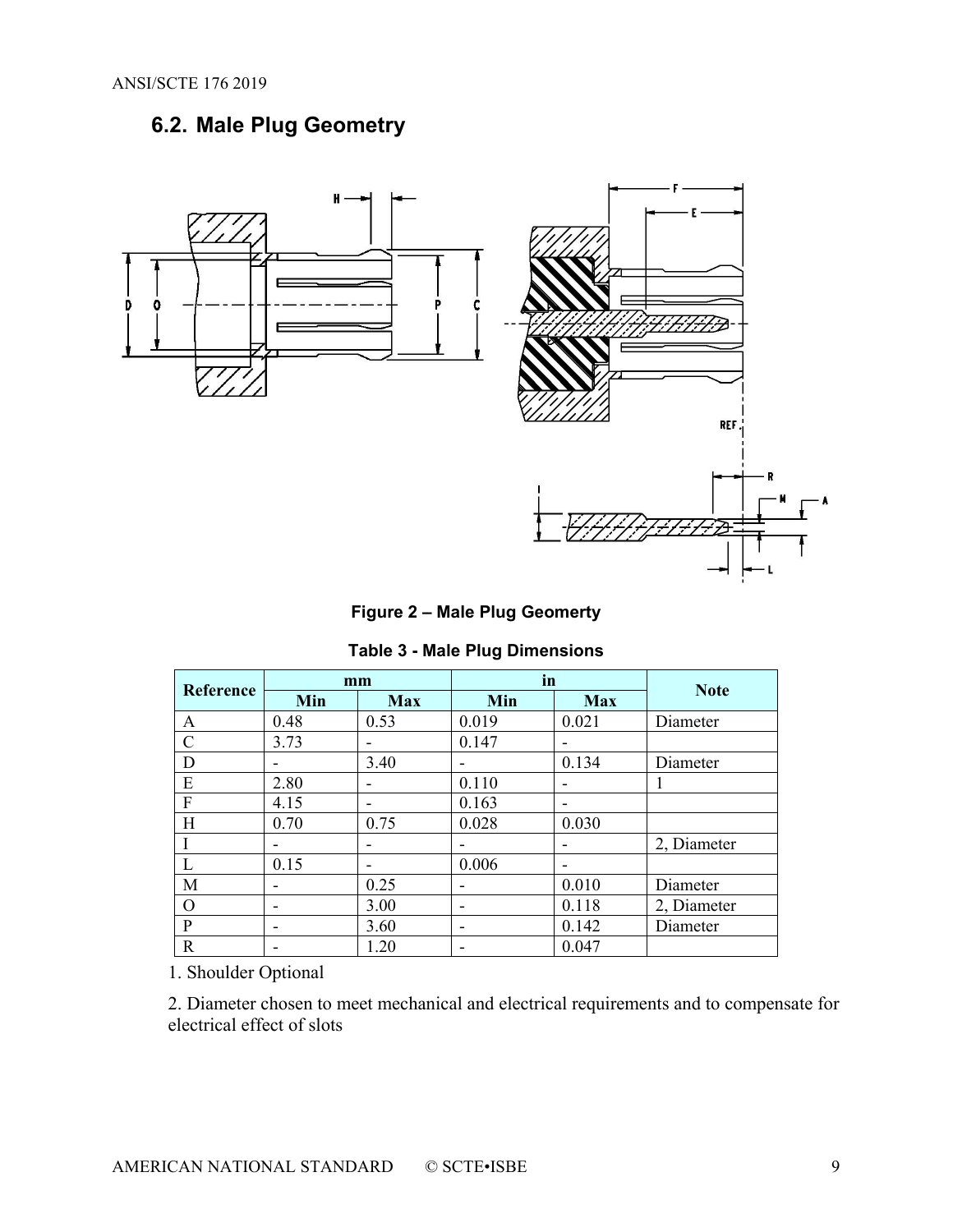## 6.2. Male Plug Geometry

**Figure 2 – Male Plug Geomerty**

**Table 3 - Male Plug Dimensions**

| Reference | mm | | in | | Note |
|---|---|---|---|---|---|
| | Min | Max | Min | Max | |
| A | 0.48 | 0.53 | 0.019 | 0.021 | Diameter |
| C | 3.73 | - | 0.147 | - | |
| D | - | 3.40 | - | 0.134 | Diameter |
| E | 2.80 | - | 0.110 | - | 1 |
| F | 4.15 | - | 0.163 | - | |
| H | 0.70 | 0.75 | 0.028 | 0.030 | |
| I | - | - | - | - | 2, Diameter |
| L | 0.15 | - | 0.006 | - | |
| M | - | 0.25 | - | 0.010 | Diameter |
| O | - | 3.00 | - | 0.118 | 2, Diameter |
| P | - | 3.60 | - | 0.142 | Diameter |
| R | - | 1.20 | - | 0.047 | |

1. Shoulder Optional

2. Diameter chosen to meet mechanical and electrical requirements and to compensate for electrical effect of slots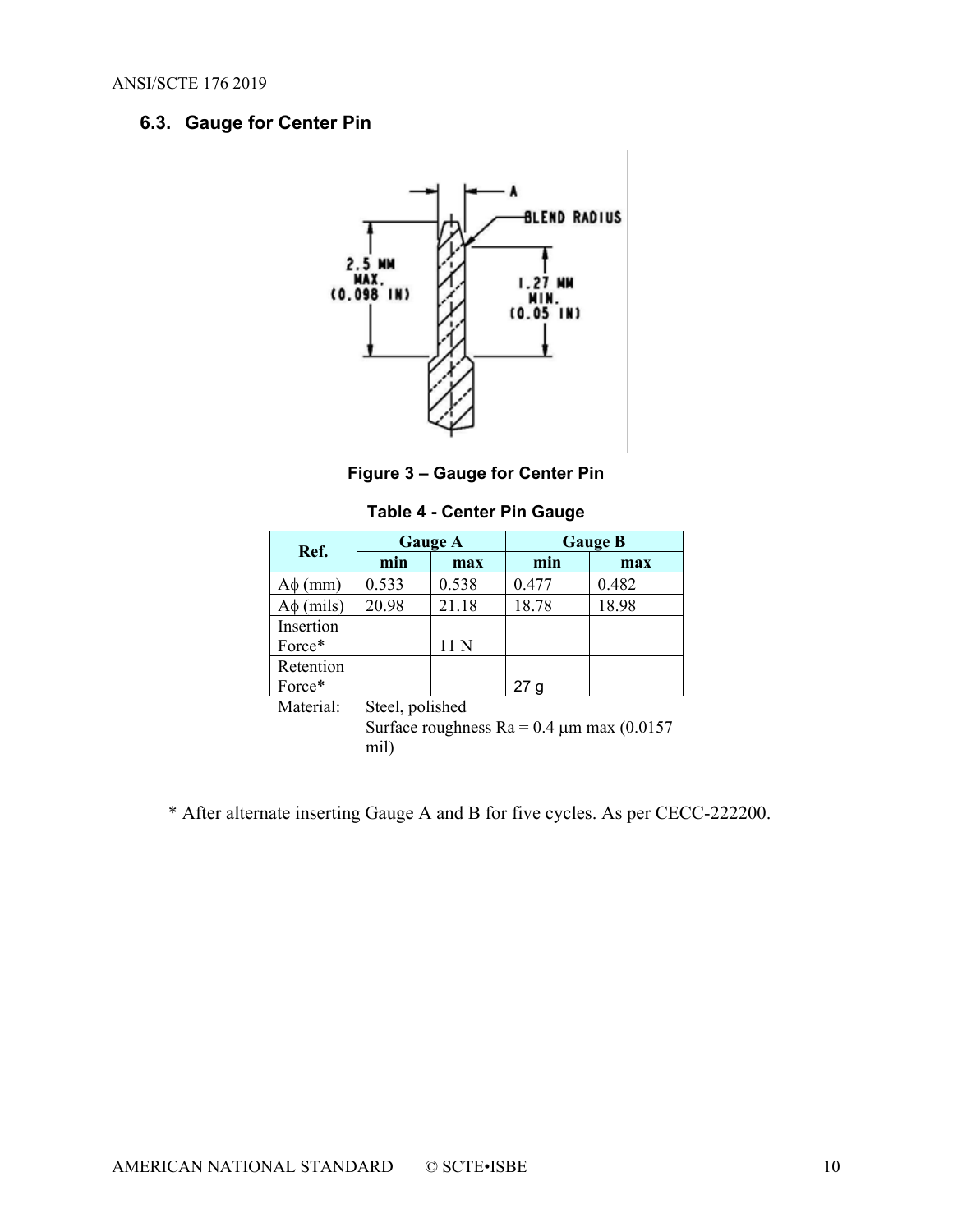## 6.3. Gauge for Center Pin

Figure 3 – Gauge for Center Pin

**Table 4 - Center Pin Gauge**

| Ref. | Gauge A | | Gauge B | |
|---|---|---|---|---|
| | min | max | min | max |
| Aϕ (mm) | 0.533 | 0.538 | 0.477 | 0.482 |
| Aϕ (mils) | 20.98 | 21.18 | 18.78 | 18.98 |
| Insertion Force* | | 11 N | | |
| Retention Force* | | | 27 g | |

Material: Steel, polished
Surface roughness Ra = 0.4 μm max (0.0157 mil)

* After alternate inserting Gauge A and B for five cycles. As per CECC-222200.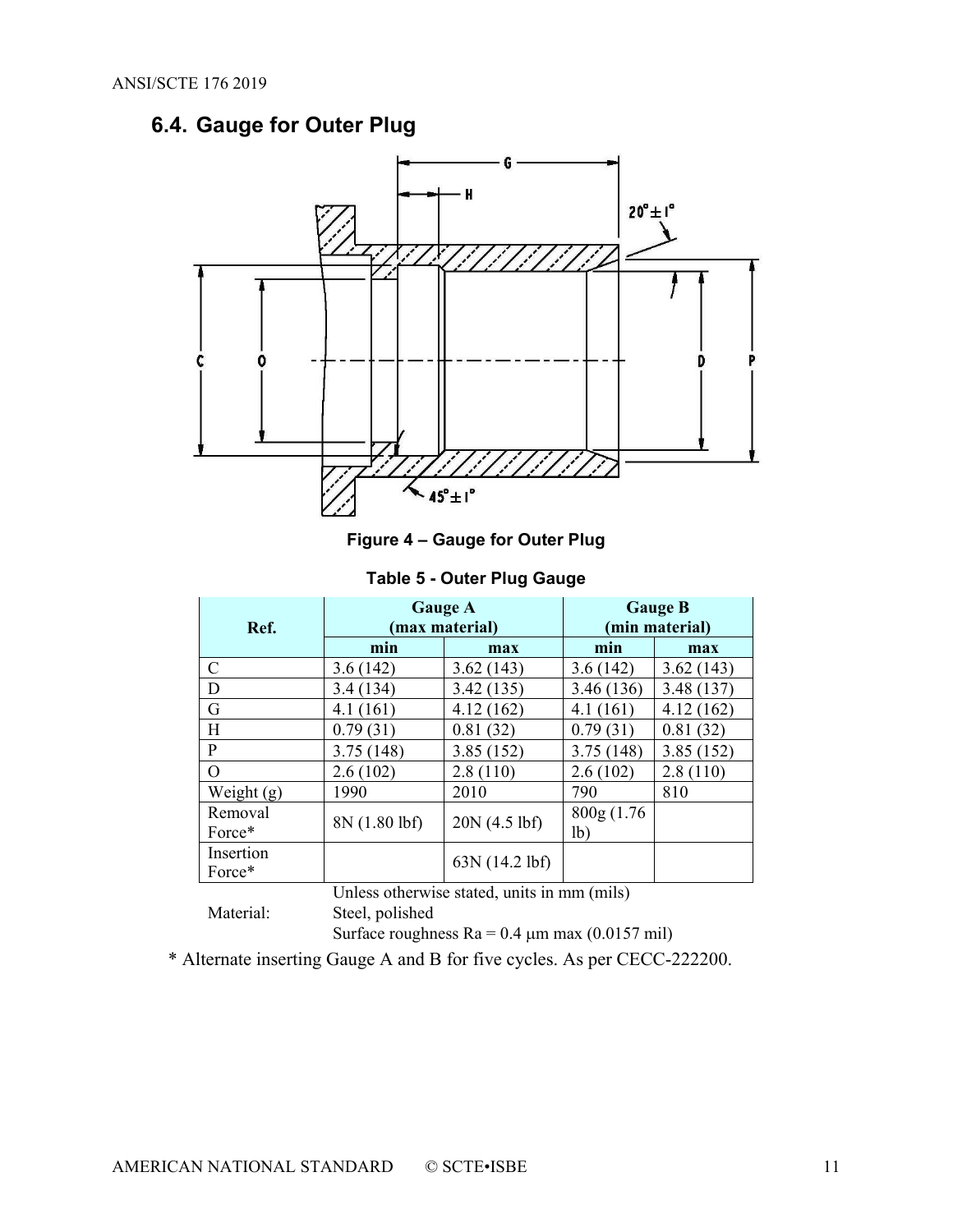## 6.4. Gauge for Outer Plug

Figure 4 – Gauge for Outer Plug

**Table 5 - Outer Plug Gauge**

| Ref. | Gauge A (max material) | | Gauge B (min material) | |
|---|---|---|---|---|
| | min | max | min | max |
| C | 3.6 (142) | 3.62 (143) | 3.6 (142) | 3.62 (143) |
| D | 3.4 (134) | 3.42 (135) | 3.46 (136) | 3.48 (137) |
| G | 4.1 (161) | 4.12 (162) | 4.1 (161) | 4.12 (162) |
| H | 0.79 (31) | 0.81 (32) | 0.79 (31) | 0.81 (32) |
| P | 3.75 (148) | 3.85 (152) | 3.75 (148) | 3.85 (152) |
| O | 2.6 (102) | 2.8 (110) | 2.6 (102) | 2.8 (110) |
| Weight (g) | 1990 | 2010 | 790 | 810 |
| Removal Force* | 8N (1.80 lbf) | 20N (4.5 lbf) | 800g (1.76 lb) | |
| Insertion Force* | | 63N (14.2 lbf) | | |

Unless otherwise stated, units in mm (mils)

Material: Steel, polished

Surface roughness Ra = 0.4 μm max (0.0157 mil)

\* Alternate inserting Gauge A and B for five cycles. As per CECC-222200.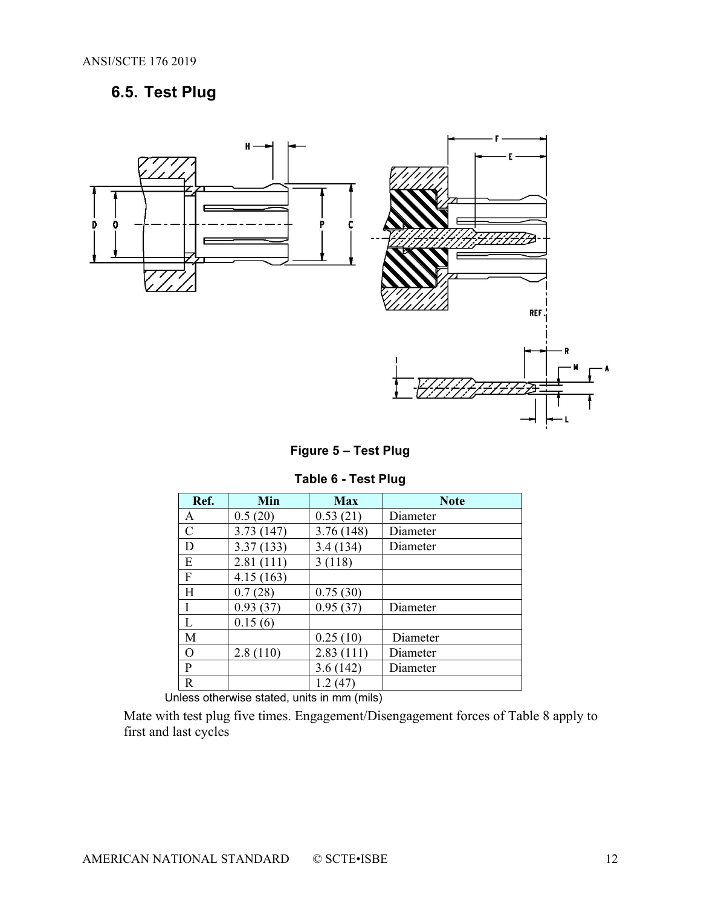## 6.5. Test Plug

**Figure 5 – Test Plug**

**Table 6 - Test Plug**

| Ref. | Min | Max | Note |
|---|---|---|---|
| A | 0.5 (20) | 0.53 (21) | Diameter |
| C | 3.73 (147) | 3.76 (148) | Diameter |
| D | 3.37 (133) | 3.4 (134) | Diameter |
| E | 2.81 (111) | 3 (118) | |
| F | 4.15 (163) | | |
| H | 0.7 (28) | 0.75 (30) | |
| I | 0.93 (37) | 0.95 (37) | Diameter |
| L | 0.15 (6) | | |
| M | | 0.25 (10) | Diameter |
| O | 2.8 (110) | 2.83 (111) | Diameter |
| P | | 3.6 (142) | Diameter |
| R | | 1.2 (47) | |

Unless otherwise stated, units in mm (mils)

Mate with test plug five times. Engagement/Disengagement forces of Table 8 apply to first and last cycles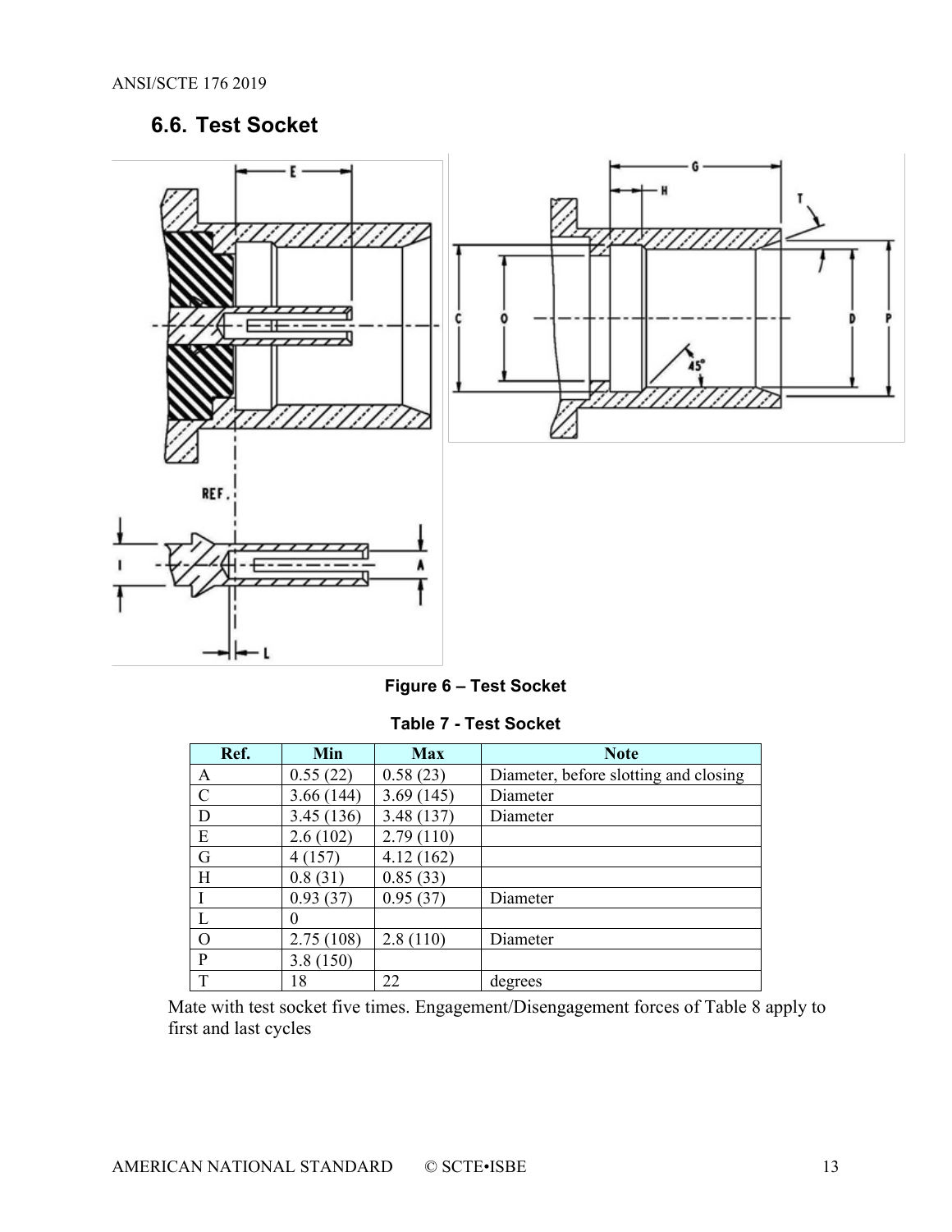## 6.6. Test Socket

Figure 6 – Test Socket

**Table 7 - Test Socket**

| Ref. | Min | Max | Note |
|---|---|---|---|
| A | 0.55 (22) | 0.58 (23) | Diameter, before slotting and closing |
| C | 3.66 (144) | 3.69 (145) | Diameter |
| D | 3.45 (136) | 3.48 (137) | Diameter |
| E | 2.6 (102) | 2.79 (110) | |
| G | 4 (157) | 4.12 (162) | |
| H | 0.8 (31) | 0.85 (33) | |
| I | 0.93 (37) | 0.95 (37) | Diameter |
| L | 0 | | |
| O | 2.75 (108) | 2.8 (110) | Diameter |
| P | 3.8 (150) | | |
| T | 18 | 22 | degrees |

Mate with test socket five times. Engagement/Disengagement forces of Table 8 apply to first and last cycles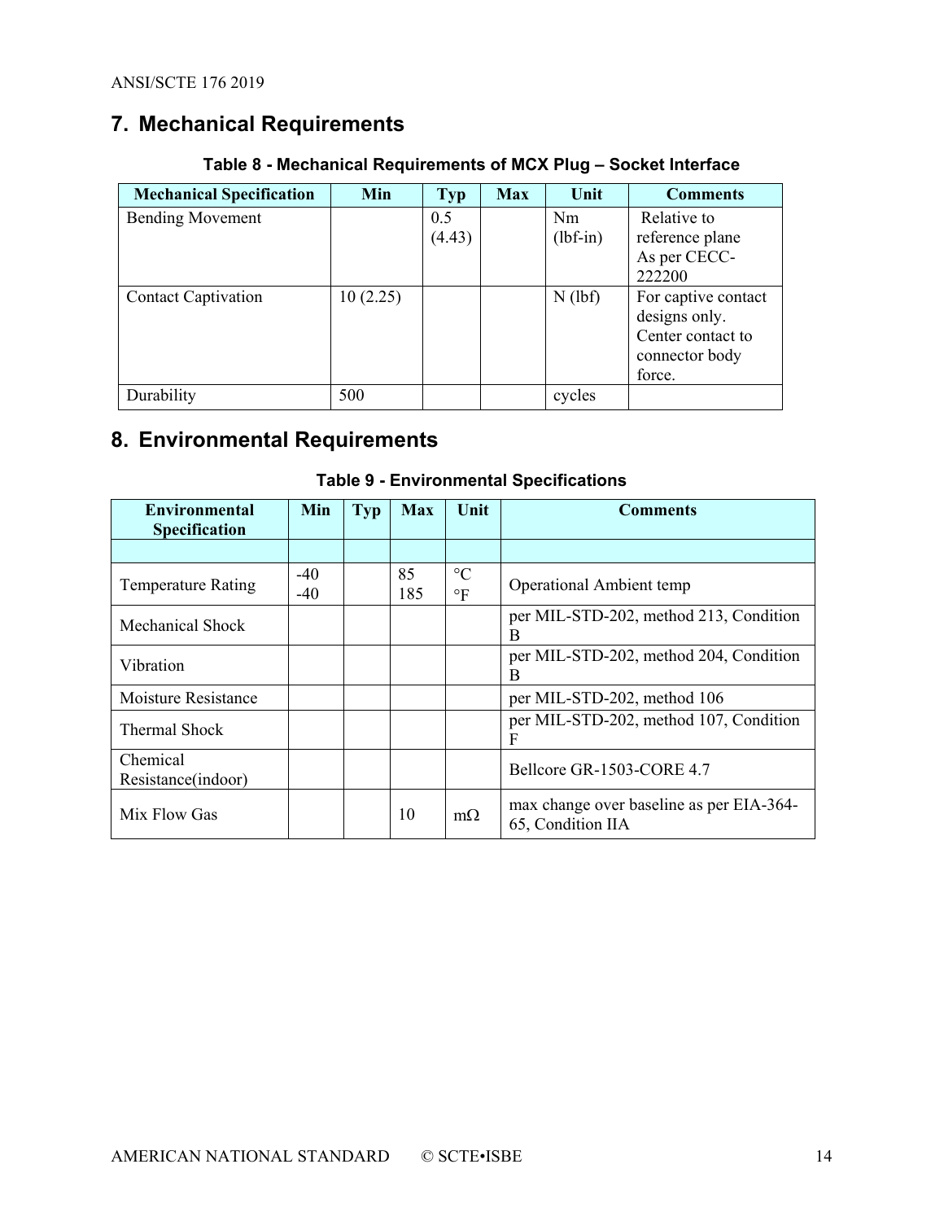## 7. Mechanical Requirements

**Table 8 - Mechanical Requirements of MCX Plug – Socket Interface**

| Mechanical Specification | Min | Typ | Max | Unit | Comments |
|---|---|---|---|---|---|
| Bending Movement | | 0.5 (4.43) | | Nm (lbf-in) | Relative to reference plane As per CECC-222200 |
| Contact Captivation | 10 (2.25) | | | N (lbf) | For captive contact designs only. Center contact to connector body force. |
| Durability | 500 | | | cycles | |

## 8. Environmental Requirements

**Table 9 - Environmental Specifications**

| Environmental Specification | Min | Typ | Max | Unit | Comments |
|---|---|---|---|---|---|
| | | | | | |
| Temperature Rating | -40<br>-40 | | 85<br>185 | °C<br>°F | Operational Ambient temp |
| Mechanical Shock | | | | | per MIL-STD-202, method 213, Condition B |
| Vibration | | | | | per MIL-STD-202, method 204, Condition B |
| Moisture Resistance | | | | | per MIL-STD-202, method 106 |
| Thermal Shock | | | | | per MIL-STD-202, method 107, Condition F |
| Chemical Resistance(indoor) | | | | | Bellcore GR-1503-CORE 4.7 |
| Mix Flow Gas | | | 10 | mΩ | max change over baseline as per EIA-364-65, Condition IIA |